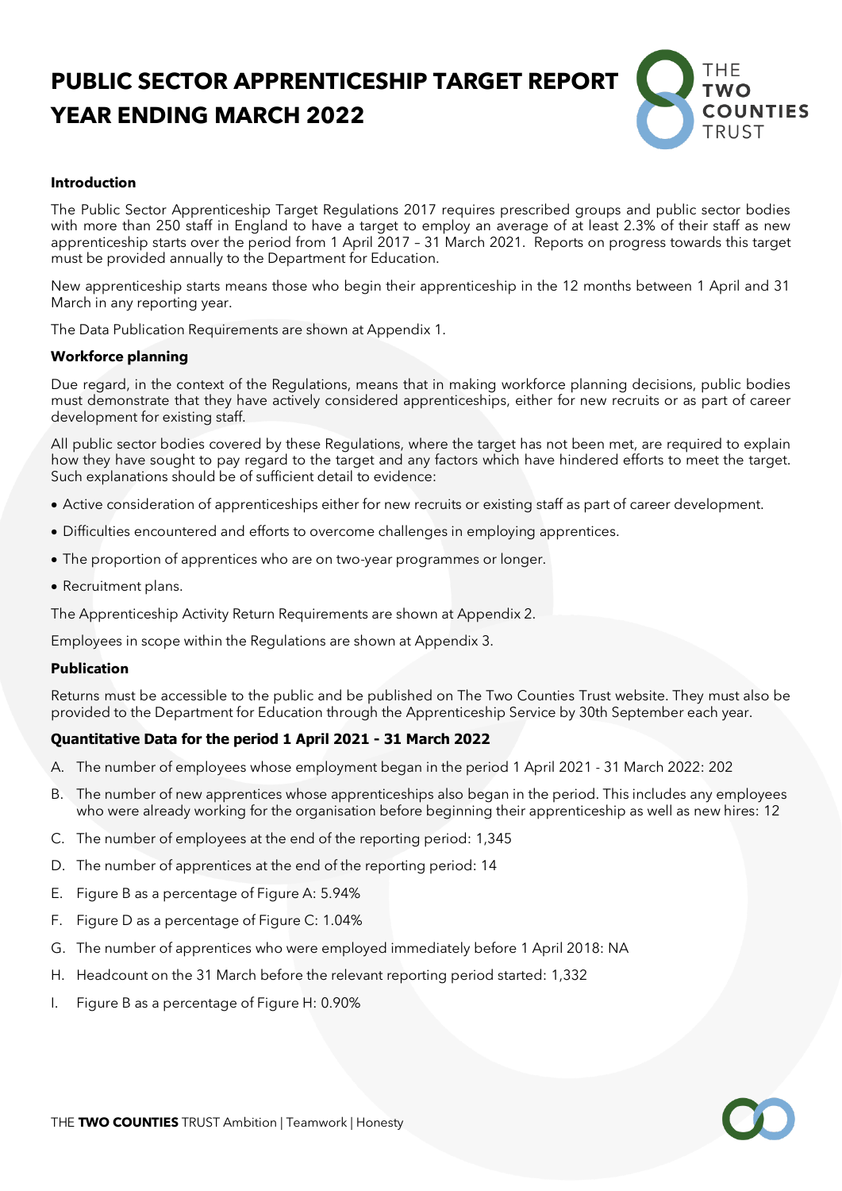# PUBLIC SECTOR APPRENTICESHIP TARGET REPORT YEAR ENDING MARCH 2022

### Introduction

The Public Sector Apprenticeship Target Regulations 2017 requires prescribed groups and public sector bodies with more than 250 staff in England to have a target to employ an average of at least 2.3% of their staff as new apprenticeship starts over the period from 1 April 2017 – 31 March 2021. Reports on progress towards this target must be provided annually to the Department for Education.

New apprenticeship starts means those who begin their apprenticeship in the 12 months between 1 April and 31 March in any reporting year.

The Data Publication Requirements are shown at Appendix 1.

### Workforce planning

Due regard, in the context of the Regulations, means that in making workforce planning decisions, public bodies must demonstrate that they have actively considered apprenticeships, either for new recruits or as part of career development for existing staff.

All public sector bodies covered by these Regulations, where the target has not been met, are required to explain how they have sought to pay regard to the target and any factors which have hindered efforts to meet the target. Such explanations should be of sufficient detail to evidence:

- Active consideration of apprenticeships either for new recruits or existing staff as part of career development.
- Difficulties encountered and efforts to overcome challenges in employing apprentices.
- The proportion of apprentices who are on two-year programmes or longer.
- Recruitment plans.

The Apprenticeship Activity Return Requirements are shown at Appendix 2.

Employees in scope within the Regulations are shown at Appendix 3.

### Publication

Returns must be accessible to the public and be published on The Two Counties Trust website. They must also be provided to the Department for Education through the Apprenticeship Service by 30th September each year.

### Quantitative Data for the period 1 April 2021 - 31 March 2022

A. The number of employees whose employment began in the period 1 April 2021 - 31 March 2022: 202
B. The number of new apprentices whose apprenticeships also began in the period. This includes any employees who were already working for the organisation before beginning their apprenticeship as well as new hires: 12
C. The number of employees at the end of the reporting period: 1,345
D. The number of apprentices at the end of the reporting period: 14
E. Figure B as a percentage of Figure A: 5.94%
F. Figure D as a percentage of Figure C: 1.04%
G. The number of apprentices who were employed immediately before 1 April 2018: NA
H. Headcount on the 31 March before the relevant reporting period started: 1,332
I. Figure B as a percentage of Figure H: 0.90%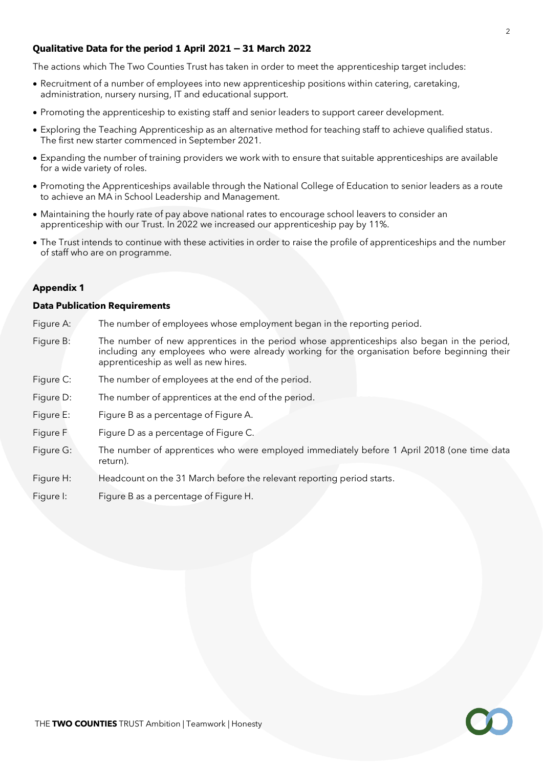**Qualitative Data for the period 1 April 2021 – 31 March 2022**

The actions which The Two Counties Trust has taken in order to meet the apprenticeship target includes:

- Recruitment of a number of employees into new apprenticeship positions within catering, caretaking, administration, nursery nursing, IT and educational support.
- Promoting the apprenticeship to existing staff and senior leaders to support career development.
- Exploring the Teaching Apprenticeship as an alternative method for teaching staff to achieve qualified status. The first new starter commenced in September 2021.
- Expanding the number of training providers we work with to ensure that suitable apprenticeships are available for a wide variety of roles.
- Promoting the Apprenticeships available through the National College of Education to senior leaders as a route to achieve an MA in School Leadership and Management.
- Maintaining the hourly rate of pay above national rates to encourage school leavers to consider an apprenticeship with our Trust. In 2022 we increased our apprenticeship pay by 11%.
- The Trust intends to continue with these activities in order to raise the profile of apprenticeships and the number of staff who are on programme.

**Appendix 1**

**Data Publication Requirements**

| | |
|---|---|
| Figure A: | The number of employees whose employment began in the reporting period. |
| Figure B: | The number of new apprentices in the period whose apprenticeships also began in the period, including any employees who were already working for the organisation before beginning their apprenticeship as well as new hires. |
| Figure C: | The number of employees at the end of the period. |
| Figure D: | The number of apprentices at the end of the period. |
| Figure E: | Figure B as a percentage of Figure A. |
| Figure F | Figure D as a percentage of Figure C. |
| Figure G: | The number of apprentices who were employed immediately before 1 April 2018 (one time data return). |
| Figure H: | Headcount on the 31 March before the relevant reporting period starts. |
| Figure I: | Figure B as a percentage of Figure H. |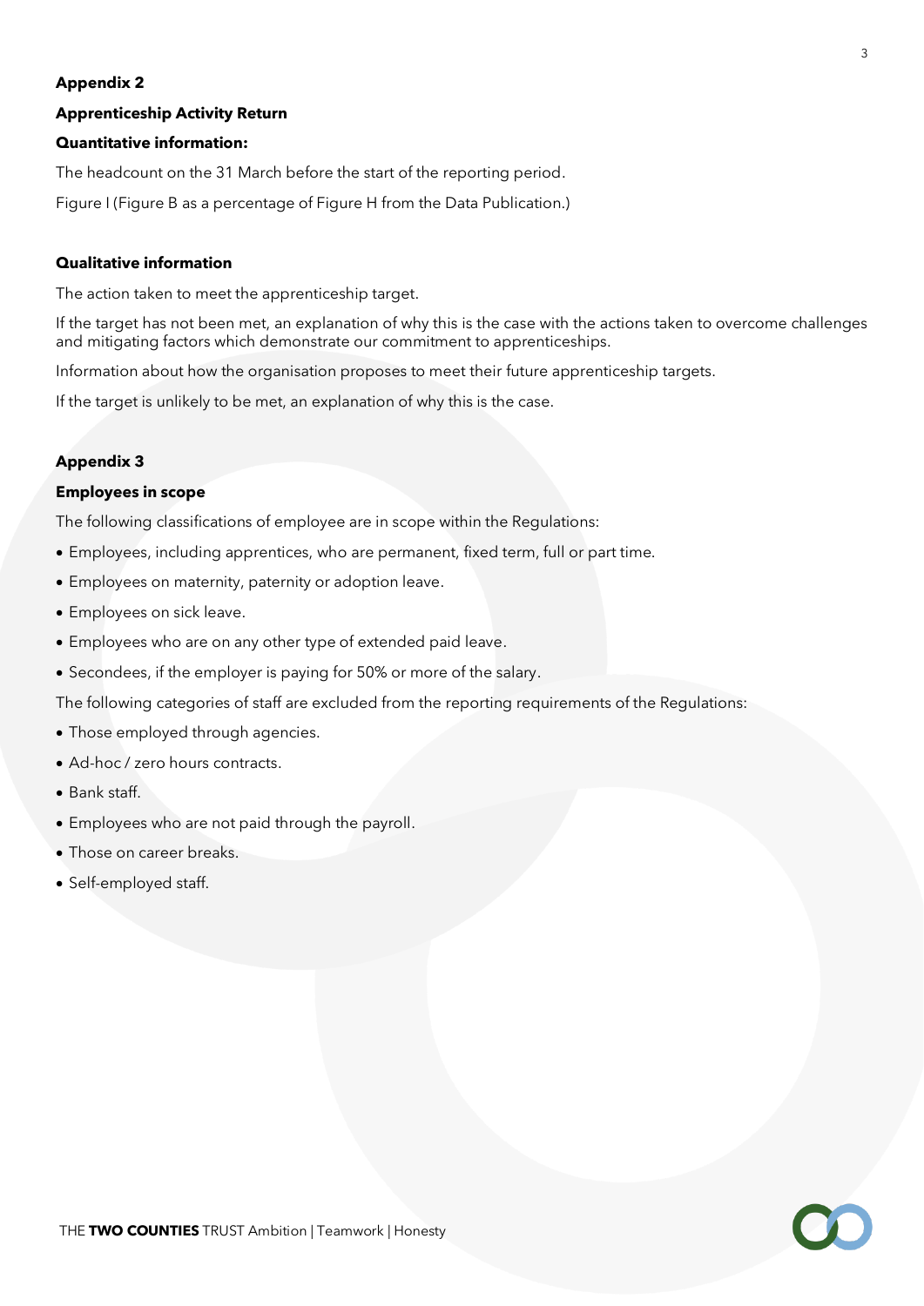**Appendix 2**

**Apprenticeship Activity Return**

**Quantitative information:**

The headcount on the 31 March before the start of the reporting period.

Figure I (Figure B as a percentage of Figure H from the Data Publication.)

**Qualitative information**

The action taken to meet the apprenticeship target.

If the target has not been met, an explanation of why this is the case with the actions taken to overcome challenges and mitigating factors which demonstrate our commitment to apprenticeships.

Information about how the organisation proposes to meet their future apprenticeship targets.

If the target is unlikely to be met, an explanation of why this is the case.

**Appendix 3**

**Employees in scope**

The following classifications of employee are in scope within the Regulations:

- Employees, including apprentices, who are permanent, fixed term, full or part time.
- Employees on maternity, paternity or adoption leave.
- Employees on sick leave.
- Employees who are on any other type of extended paid leave.
- Secondees, if the employer is paying for 50% or more of the salary.

The following categories of staff are excluded from the reporting requirements of the Regulations:

- Those employed through agencies.
- Ad-hoc / zero hours contracts.
- Bank staff.
- Employees who are not paid through the payroll.
- Those on career breaks.
- Self-employed staff.